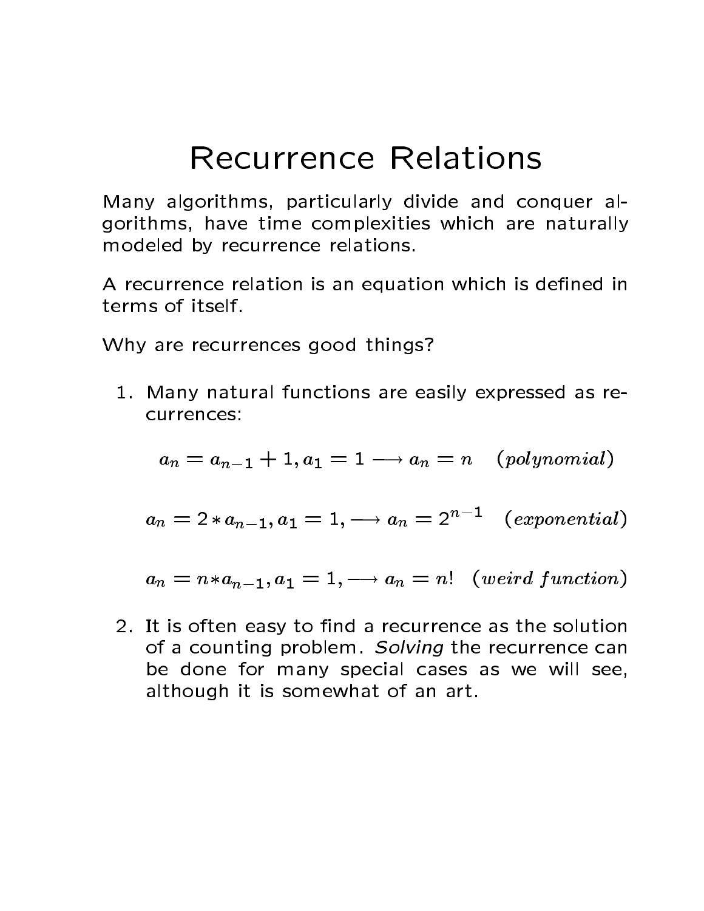# Recurrence Relations

Many algorithms, particularly divide and conquer algorithms, have time complexities which are naturally modeled by recurrence relations.

A recurrence relation is an equation which is defined in terms of itself.

Why are recurrences good things?

1. Many natural functions are easily expressed as recurrences:

   $$a_n = a_{n-1} + 1, a_1 = 1 \longrightarrow a_n = n \quad (polynomial)$$

   $$a_n = 2 * a_{n-1}, a_1 = 1, \longrightarrow a_n = 2^{n-1} \quad (exponential)$$

   $$a_n = n * a_{n-1}, a_1 = 1, \longrightarrow a_n = n! \quad (weird\ function)$$

2. It is often easy to find a recurrence as the solution of a counting problem. *Solving* the recurrence can be done for many special cases as we will see, although it is somewhat of an art.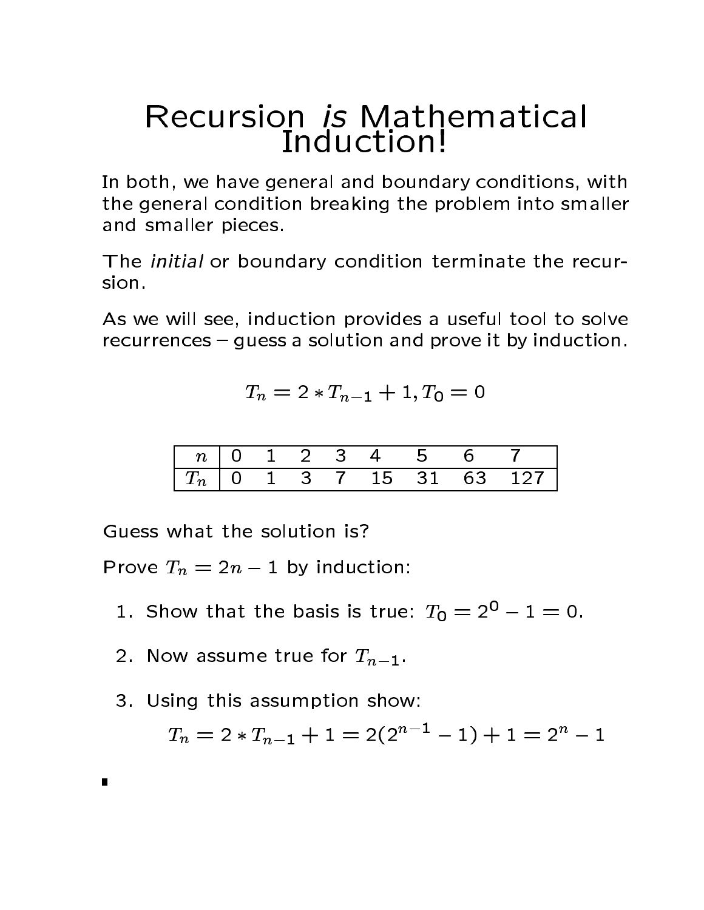# Recursion *is* Mathematical Induction!

In both, we have general and boundary conditions, with the general condition breaking the problem into smaller and smaller pieces.

The *initial* or boundary condition terminate the recursion.

As we will see, induction provides a useful tool to solve recurrences – guess a solution and prove it by induction.

$$T_n = 2 * T_{n-1} + 1, T_0 = 0$$

| $n$ | 0 | 1 | 2 | 3 | 4 | 5 | 6 | 7 |
|---|---|---|---|---|---|---|---|---|
| $T_n$ | 0 | 1 | 3 | 7 | 15 | 31 | 63 | 127 |

Guess what the solution is?

Prove $T_n = 2n - 1$ by induction:

1. Show that the basis is true: $T_0 = 2^0 - 1 = 0$.
2. Now assume true for $T_{n-1}$.
3. Using this assumption show:

$$T_n = 2 * T_{n-1} + 1 = 2(2^{n-1} - 1) + 1 = 2^n - 1$$

∎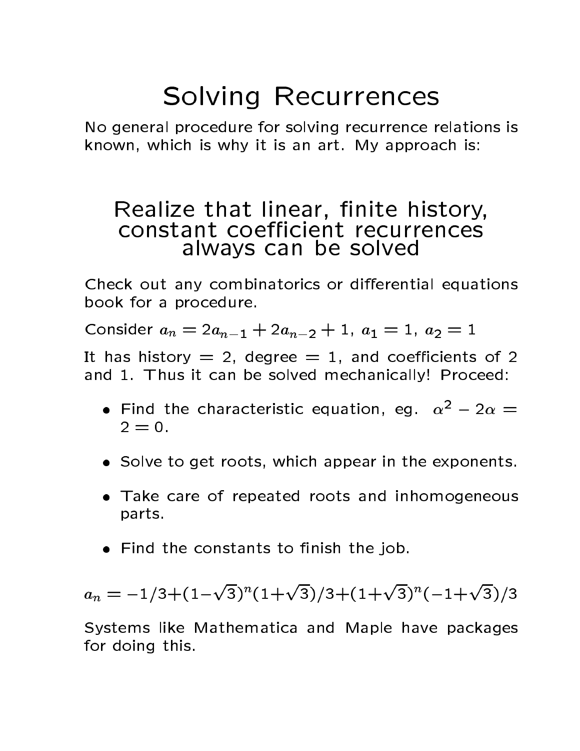# Solving Recurrences

No general procedure for solving recurrence relations is known, which is why it is an art. My approach is:

## Realize that linear, finite history, constant coefficient recurrences always can be solved

Check out any combinatorics or differential equations book for a procedure.

Consider $a_n = 2a_{n-1} + 2a_{n-2} + 1$, $a_1 = 1$, $a_2 = 1$

It has history = 2, degree = 1, and coefficients of 2 and 1. Thus it can be solved mechanically! Proceed:

- Find the characteristic equation, eg. $\alpha^2 - 2\alpha = 2 = 0$.
- Solve to get roots, which appear in the exponents.
- Take care of repeated roots and inhomogeneous parts.
- Find the constants to finish the job.

$$a_n = -1/3 + (1-\sqrt{3})^n(1+\sqrt{3})/3 + (1+\sqrt{3})^n(-1+\sqrt{3})/3$$

Systems like Mathematica and Maple have packages for doing this.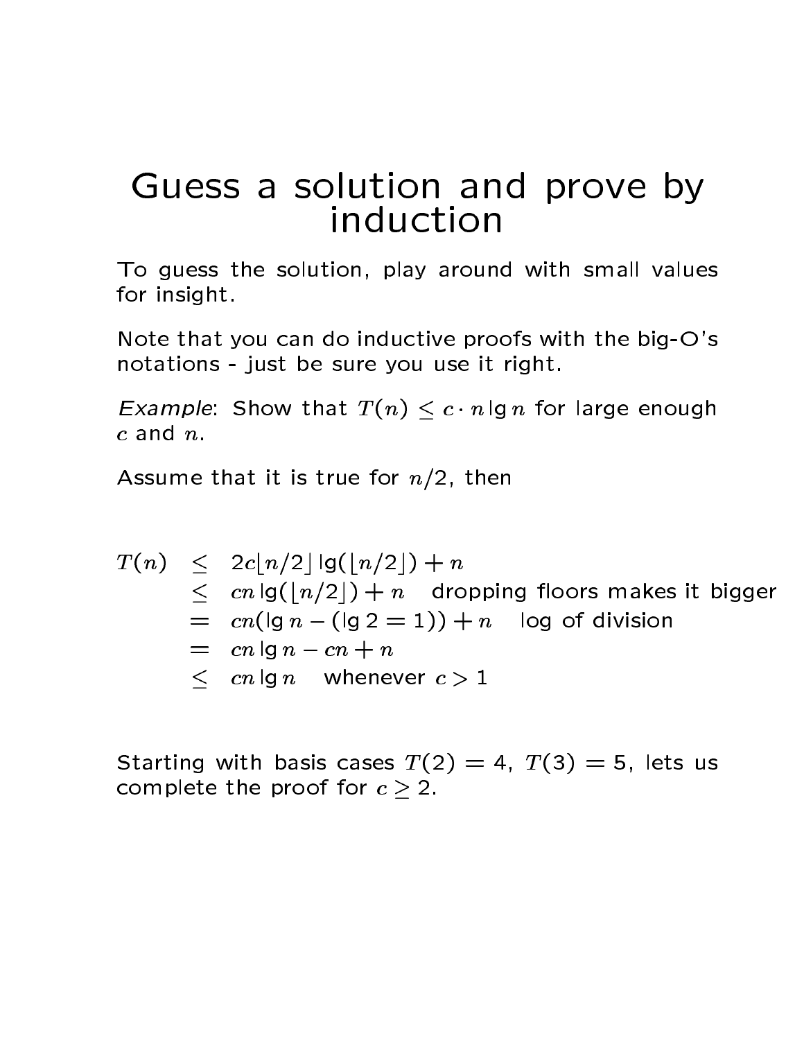# Guess a solution and prove by induction

To guess the solution, play around with small values for insight.

Note that you can do inductive proofs with the big-O's notations - just be sure you use it right.

*Example*: Show that $T(n) \leq c \cdot n \lg n$ for large enough $c$ and $n$.

Assume that it is true for $n/2$, then

$$
\begin{aligned}
T(n) &\leq 2c\lfloor n/2 \rfloor \lg(\lfloor n/2 \rfloor) + n \\
&\leq cn \lg(\lfloor n/2 \rfloor) + n \quad \text{dropping floors makes it bigger} \\
&= cn(\lg n - (\lg 2 = 1)) + n \quad \text{log of division} \\
&= cn \lg n - cn + n \\
&\leq cn \lg n \quad \text{whenever } c > 1
\end{aligned}
$$

Starting with basis cases $T(2) = 4$, $T(3) = 5$, lets us complete the proof for $c \geq 2$.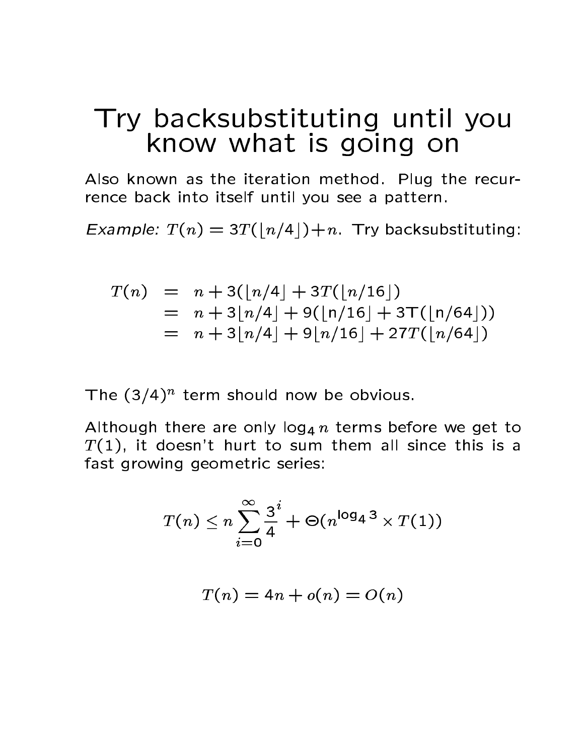# Try backsubstituting until you know what is going on

Also known as the iteration method. Plug the recurrence back into itself until you see a pattern.

*Example:* $T(n) = 3T(\lfloor n/4 \rfloor) + n$. Try backsubstituting:

$$
\begin{aligned}
T(n) &= n + 3(\lfloor n/4 \rfloor + 3T(\lfloor n/16 \rfloor)) \\
&= n + 3\lfloor n/4 \rfloor + 9(\lfloor n/16 \rfloor + 3T(\lfloor n/64 \rfloor)) \\
&= n + 3\lfloor n/4 \rfloor + 9\lfloor n/16 \rfloor + 27T(\lfloor n/64 \rfloor)
\end{aligned}
$$

The $(3/4)^n$ term should now be obvious.

Although there are only $\log_4 n$ terms before we get to $T(1)$, it doesn't hurt to sum them all since this is a fast growing geometric series:

$$T(n) \leq n \sum_{i=0}^{\infty} \frac{3}{4}^i + \Theta(n^{\log_4 3} \times T(1))$$

$$T(n) = 4n + o(n) = O(n)$$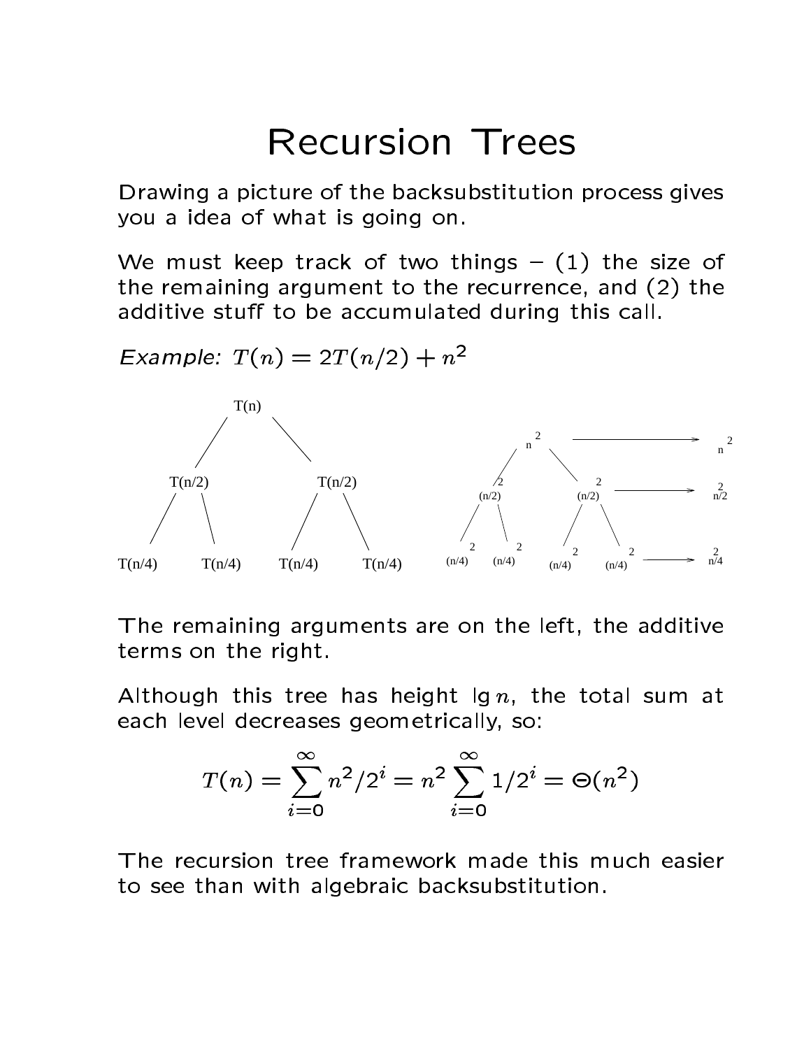# Recursion Trees

Drawing a picture of the backsubstitution process gives you a idea of what is going on.

We must keep track of two things – (1) the size of the remaining argument to the recurrence, and (2) the additive stuff to be accumulated during this call.

*Example:* $T(n) = 2T(n/2) + n^2$

The remaining arguments are on the left, the additive terms on the right.

Although this tree has height $\lg n$, the total sum at each level decreases geometrically, so:

$$T(n) = \sum_{i=0}^{\infty} n^2/2^i = n^2 \sum_{i=0}^{\infty} 1/2^i = \Theta(n^2)$$

The recursion tree framework made this much easier to see than with algebraic backsubstitution.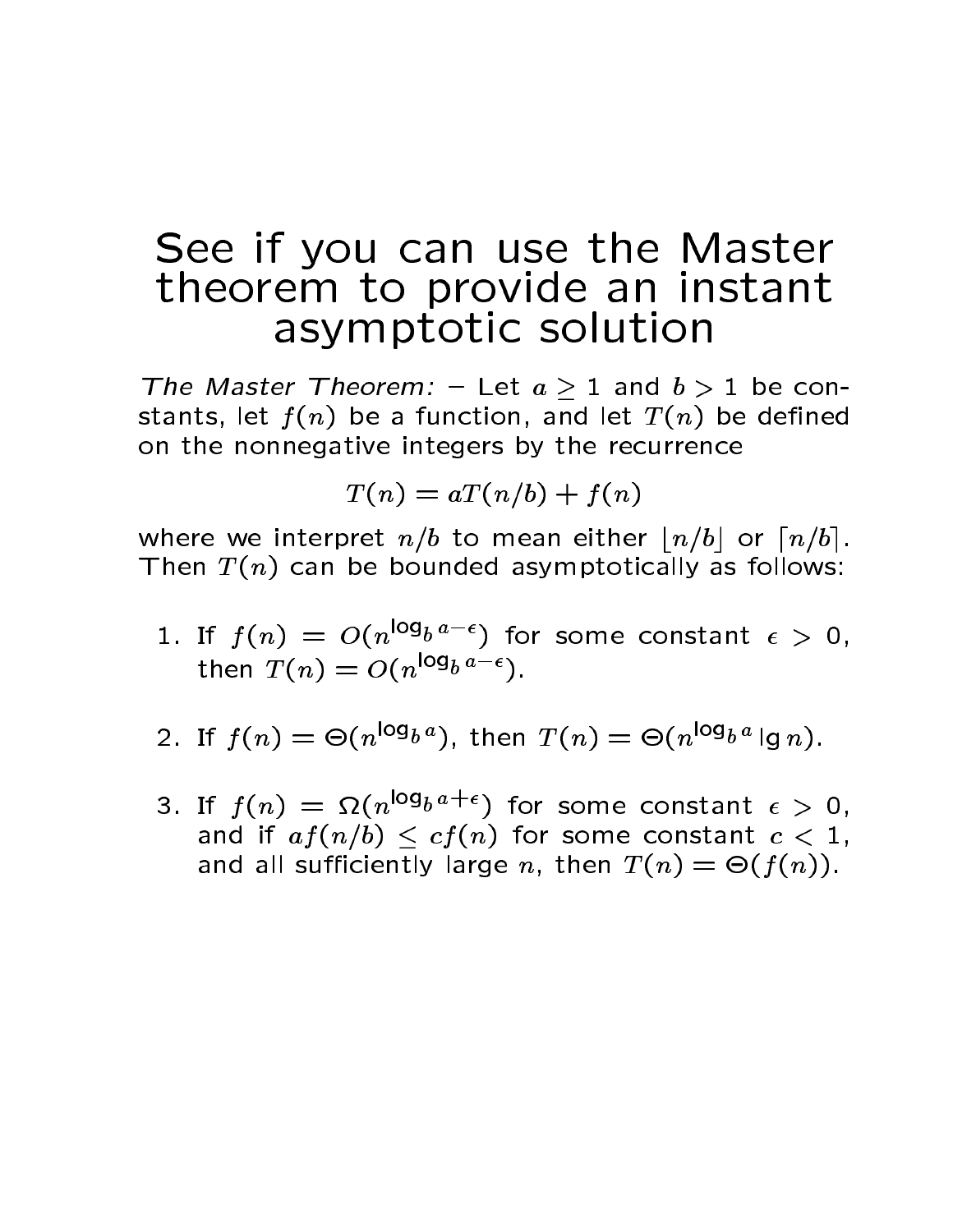# See if you can use the Master theorem to provide an instant asymptotic solution

*The Master Theorem:* – Let $a \geq 1$ and $b > 1$ be constants, let $f(n)$ be a function, and let $T(n)$ be defined on the nonnegative integers by the recurrence

$$T(n) = aT(n/b) + f(n)$$

where we interpret $n/b$ to mean either $\lfloor n/b \rfloor$ or $\lceil n/b \rceil$. Then $T(n)$ can be bounded asymptotically as follows:

1. If $f(n) = O(n^{\log_b a - \epsilon})$ for some constant $\epsilon > 0$, then $T(n) = O(n^{\log_b a - \epsilon})$.

2. If $f(n) = \Theta(n^{\log_b a})$, then $T(n) = \Theta(n^{\log_b a} \lg n)$.

3. If $f(n) = \Omega(n^{\log_b a + \epsilon})$ for some constant $\epsilon > 0$, and if $af(n/b) \leq cf(n)$ for some constant $c < 1$, and all sufficiently large $n$, then $T(n) = \Theta(f(n))$.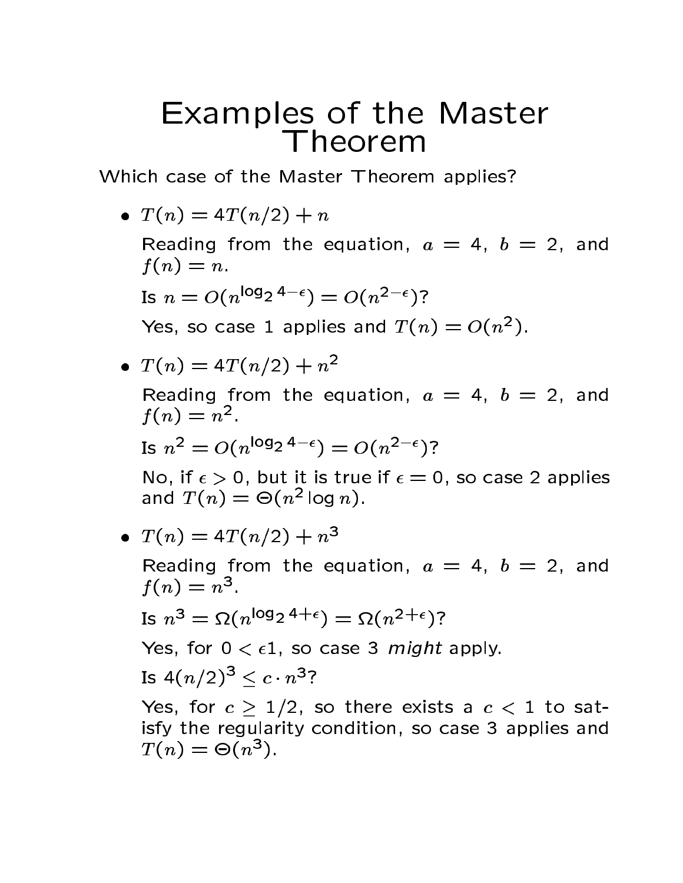# Examples of the Master Theorem

Which case of the Master Theorem applies?

- $T(n) = 4T(n/2) + n$

  Reading from the equation, $a = 4$, $b = 2$, and $f(n) = n$.

  Is $n = O(n^{\log_2 4 - \epsilon}) = O(n^{2-\epsilon})$?

  Yes, so case 1 applies and $T(n) = O(n^2)$.

- $T(n) = 4T(n/2) + n^2$

  Reading from the equation, $a = 4$, $b = 2$, and $f(n) = n^2$.

  Is $n^2 = O(n^{\log_2 4 - \epsilon}) = O(n^{2-\epsilon})$?

  No, if $\epsilon > 0$, but it is true if $\epsilon = 0$, so case 2 applies and $T(n) = \Theta(n^2 \log n)$.

- $T(n) = 4T(n/2) + n^3$

  Reading from the equation, $a = 4$, $b = 2$, and $f(n) = n^3$.

  Is $n^3 = \Omega(n^{\log_2 4 + \epsilon}) = \Omega(n^{2+\epsilon})$?

  Yes, for $0 < \epsilon 1$, so case 3 *might* apply.

  Is $4(n/2)^3 \leq c \cdot n^3$?

  Yes, for $c \geq 1/2$, so there exists a $c < 1$ to satisfy the regularity condition, so case 3 applies and $T(n) = \Theta(n^3)$.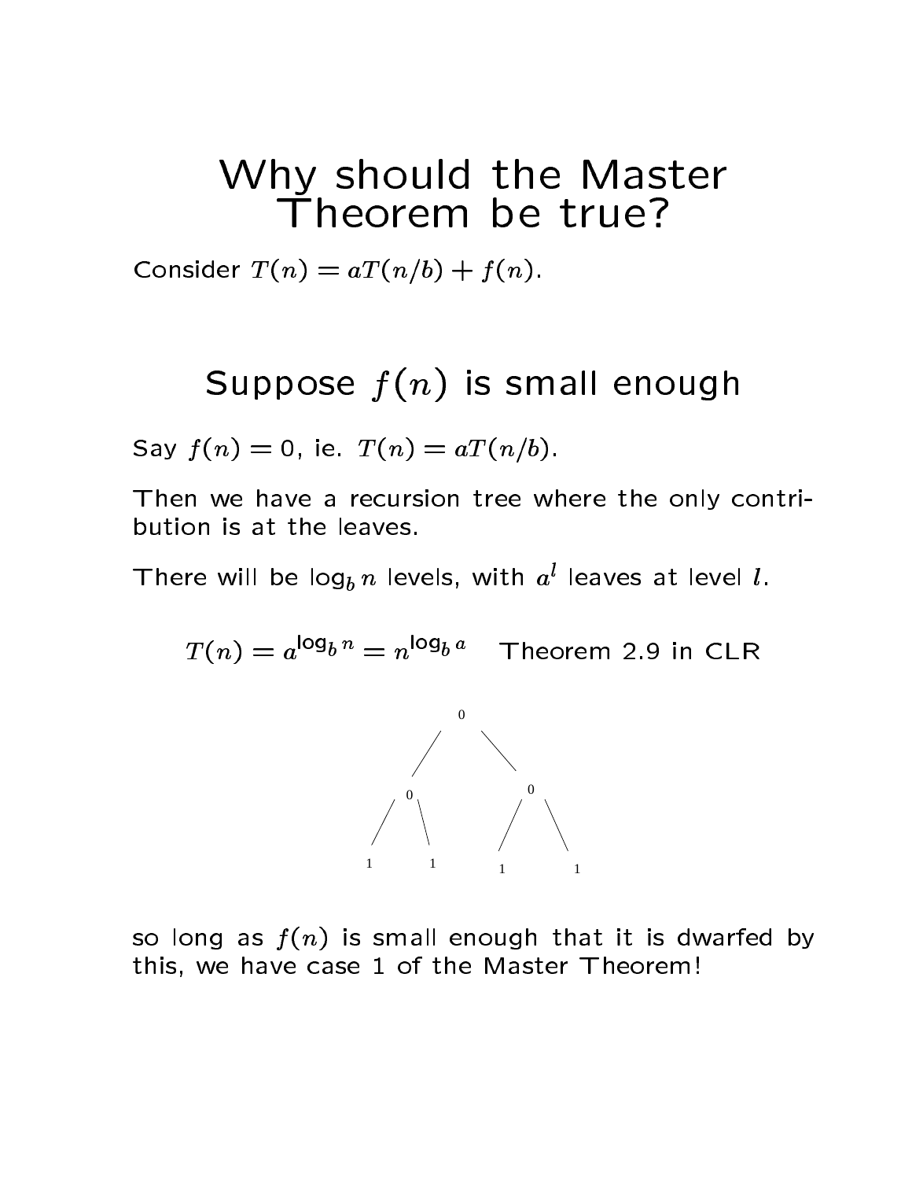# Why should the Master Theorem be true?

Consider $T(n) = aT(n/b) + f(n)$.

## Suppose $f(n)$ is small enough

Say $f(n) = 0$, ie. $T(n) = aT(n/b)$.

Then we have a recursion tree where the only contribution is at the leaves.

There will be $\log_b n$ levels, with $a^l$ leaves at level $l$.

$$T(n) = a^{\log_b n} = n^{\log_b a} \quad \text{Theorem 2.9 in CLR}$$

so long as $f(n)$ is small enough that it is dwarfed by this, we have case 1 of the Master Theorem!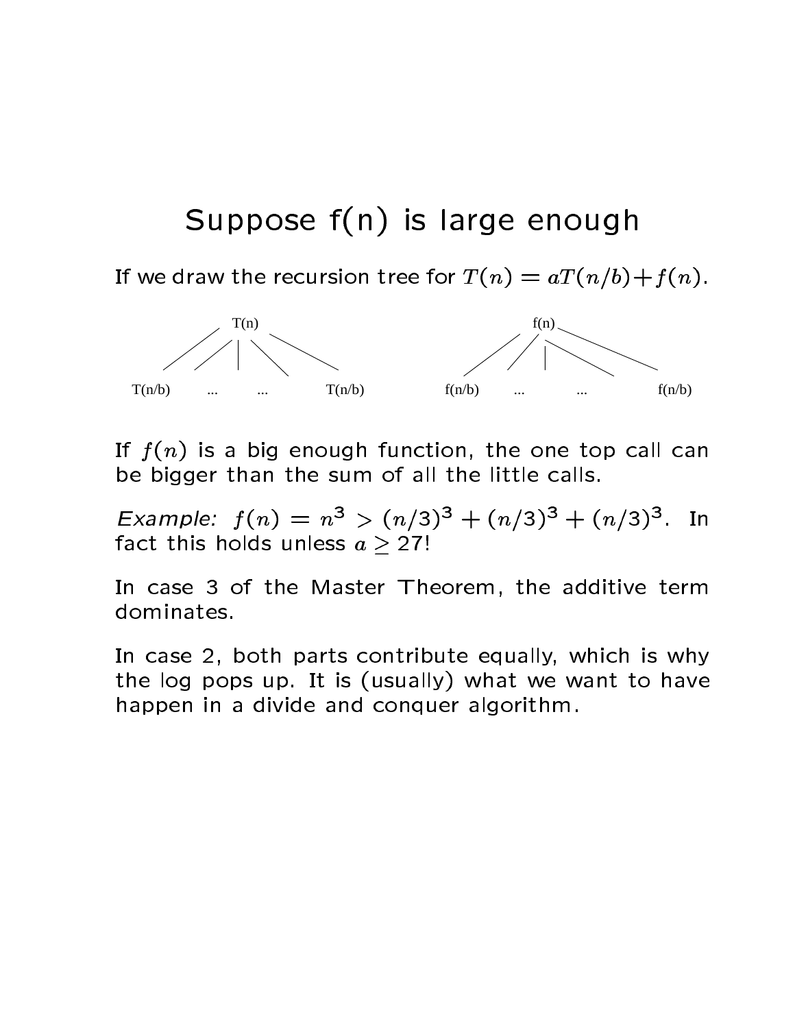# Suppose f(n) is large enough

If we draw the recursion tree for $T(n) = aT(n/b) + f(n)$.

If $f(n)$ is a big enough function, the one top call can be bigger than the sum of all the little calls.

*Example:* $f(n) = n^3 > (n/3)^3 + (n/3)^3 + (n/3)^3$. In fact this holds unless $a \geq 27$!

In case 3 of the Master Theorem, the additive term dominates.

In case 2, both parts contribute equally, which is why the log pops up. It is (usually) what we want to have happen in a divide and conquer algorithm.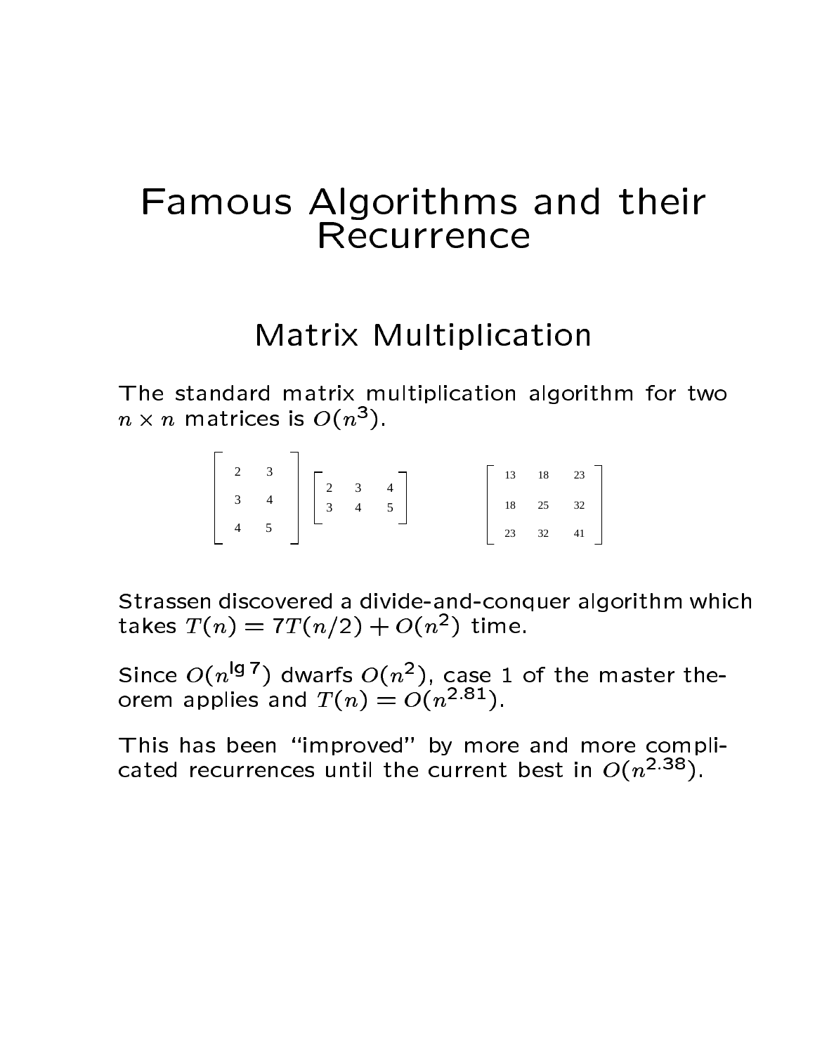# Famous Algorithms and their Recurrence

## Matrix Multiplication

The standard matrix multiplication algorithm for two $n \times n$ matrices is $O(n^3)$.

$$\begin{bmatrix} 2 & 3 \\ 3 & 4 \\ 4 & 5 \end{bmatrix} \begin{bmatrix} 2 & 3 & 4 \\ 3 & 4 & 5 \end{bmatrix} \qquad \begin{bmatrix} 13 & 18 & 23 \\ 18 & 25 & 32 \\ 23 & 32 & 41 \end{bmatrix}$$

Strassen discovered a divide-and-conquer algorithm which takes $T(n) = 7T(n/2) + O(n^2)$ time.

Since $O(n^{\lg 7})$ dwarfs $O(n^2)$, case 1 of the master theorem applies and $T(n) = O(n^{2.81})$.

This has been "improved" by more and more complicated recurrences until the current best in $O(n^{2.38})$.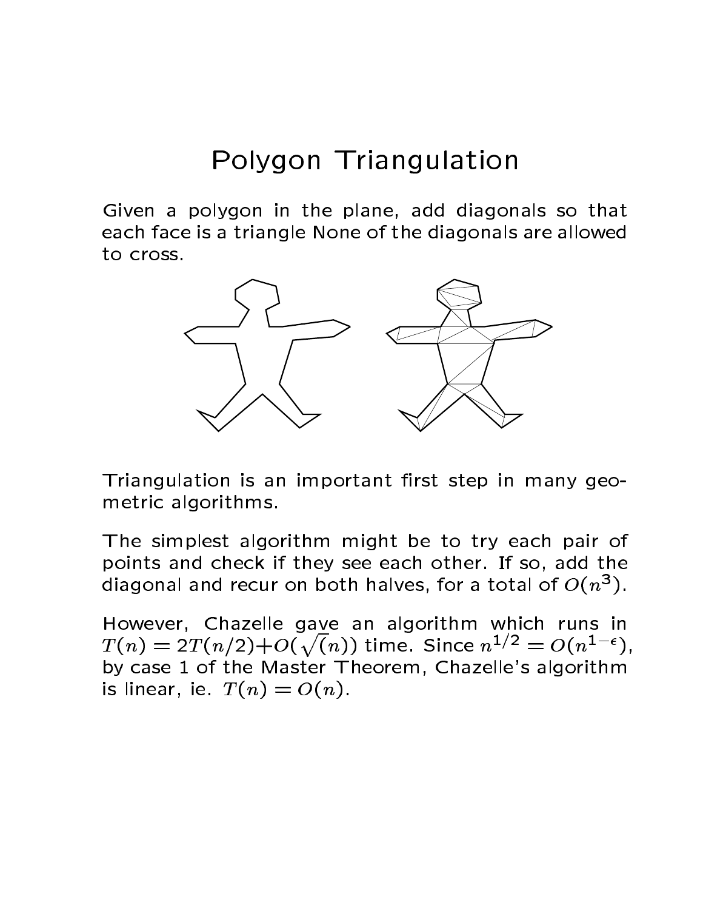# Polygon Triangulation

Given a polygon in the plane, add diagonals so that each face is a triangle None of the diagonals are allowed to cross.

Triangulation is an important first step in many geometric algorithms.

The simplest algorithm might be to try each pair of points and check if they see each other. If so, add the diagonal and recur on both halves, for a total of $O(n^3)$.

However, Chazelle gave an algorithm which runs in $T(n) = 2T(n/2) + O(\sqrt(n))$ time. Since $n^{1/2} = O(n^{1-\epsilon})$, by case 1 of the Master Theorem, Chazelle's algorithm is linear, ie. $T(n) = O(n)$.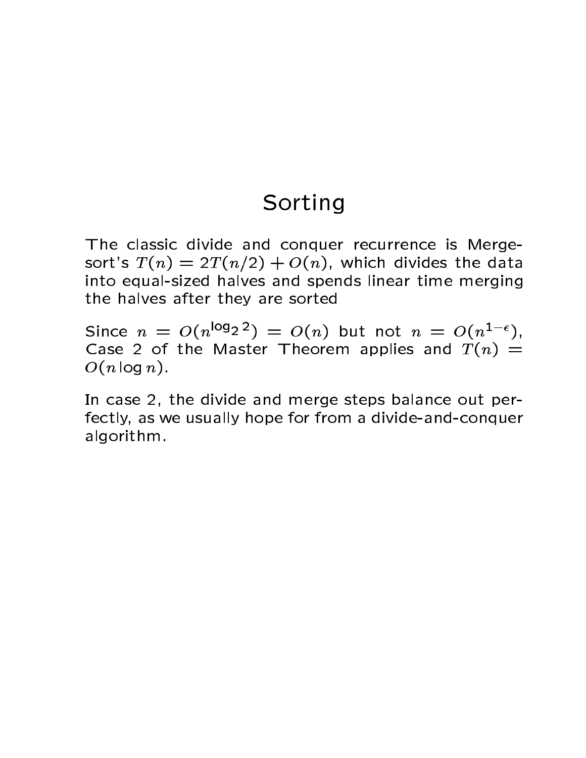# Sorting

The classic divide and conquer recurrence is Mergesort's $T(n) = 2T(n/2) + O(n)$, which divides the data into equal-sized halves and spends linear time merging the halves after they are sorted

Since $n = O(n^{\log_2 2}) = O(n)$ but not $n = O(n^{1-\epsilon})$, Case 2 of the Master Theorem applies and $T(n) = O(n \log n)$.

In case 2, the divide and merge steps balance out perfectly, as we usually hope for from a divide-and-conquer algorithm.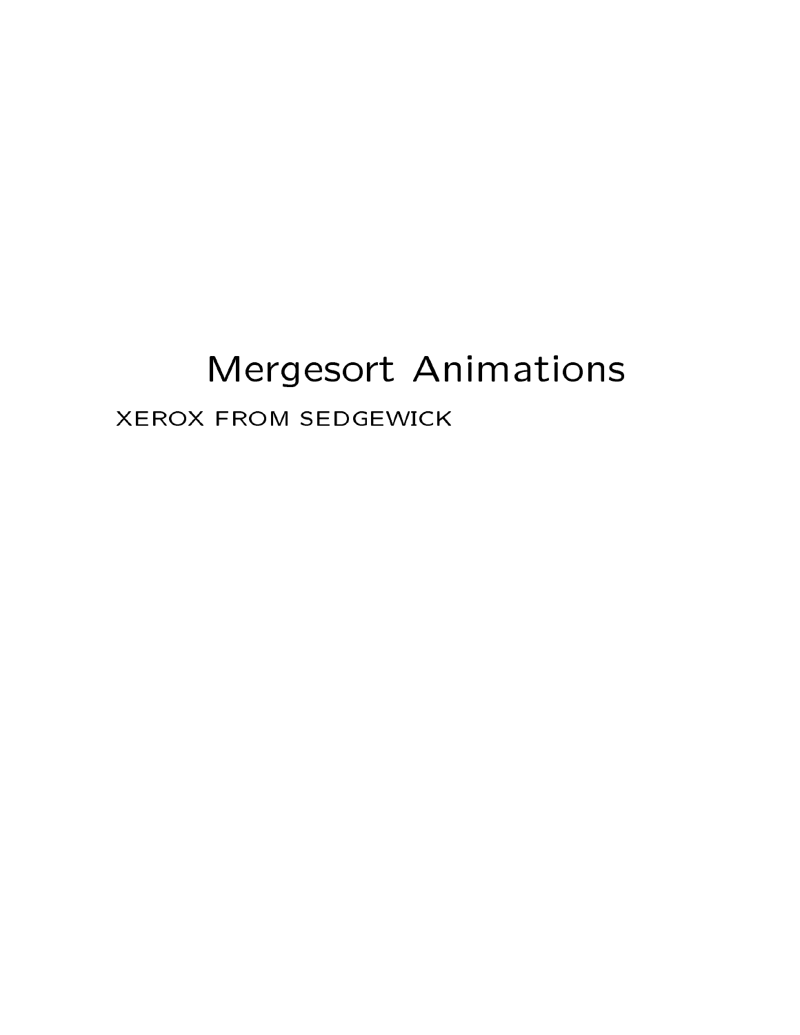# Mergesort Animations

XEROX FROM SEDGEWICK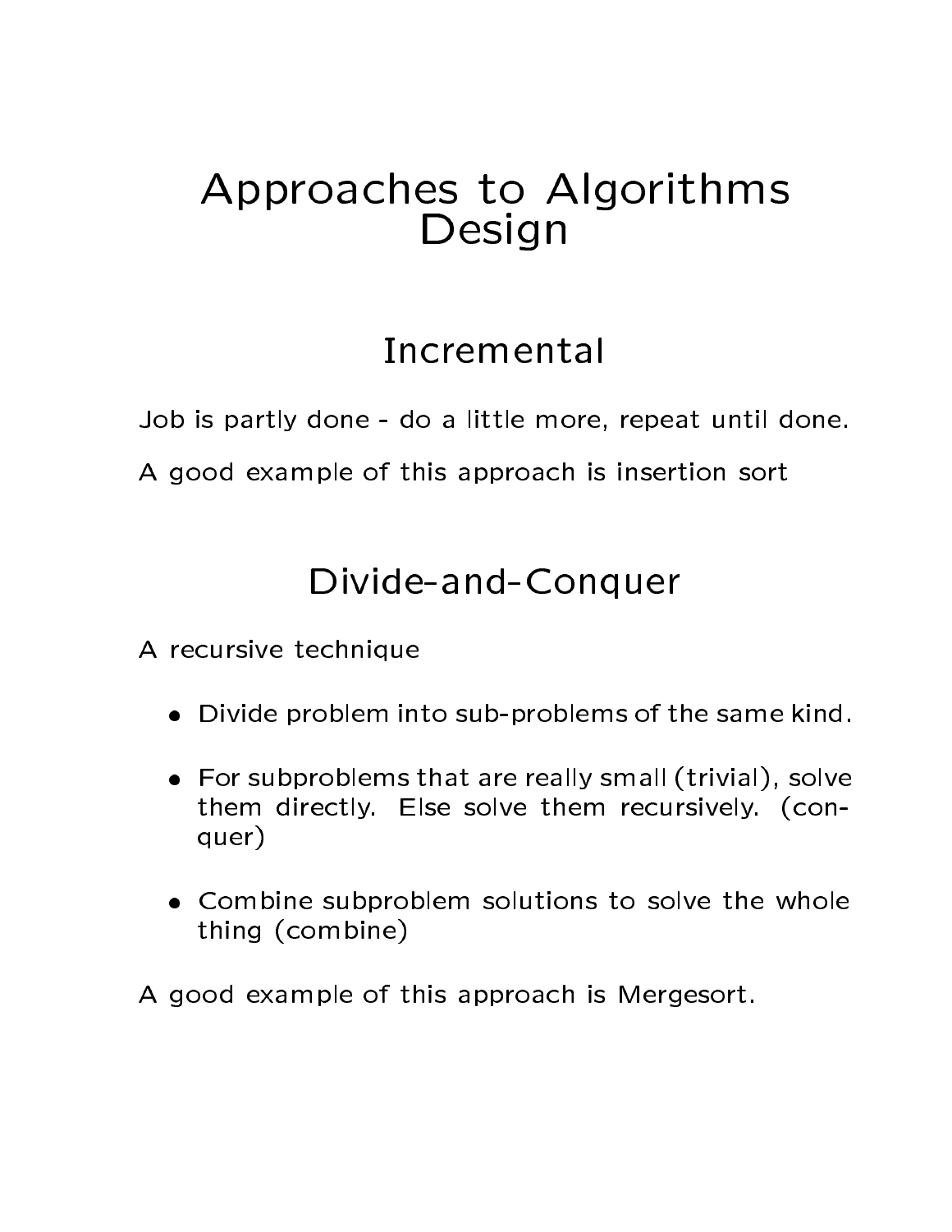# Approaches to Algorithms Design

## Incremental

Job is partly done - do a little more, repeat until done.

A good example of this approach is insertion sort

## Divide-and-Conquer

A recursive technique

- Divide problem into sub-problems of the same kind.
- For subproblems that are really small (trivial), solve them directly. Else solve them recursively. (conquer)
- Combine subproblem solutions to solve the whole thing (combine)

A good example of this approach is Mergesort.